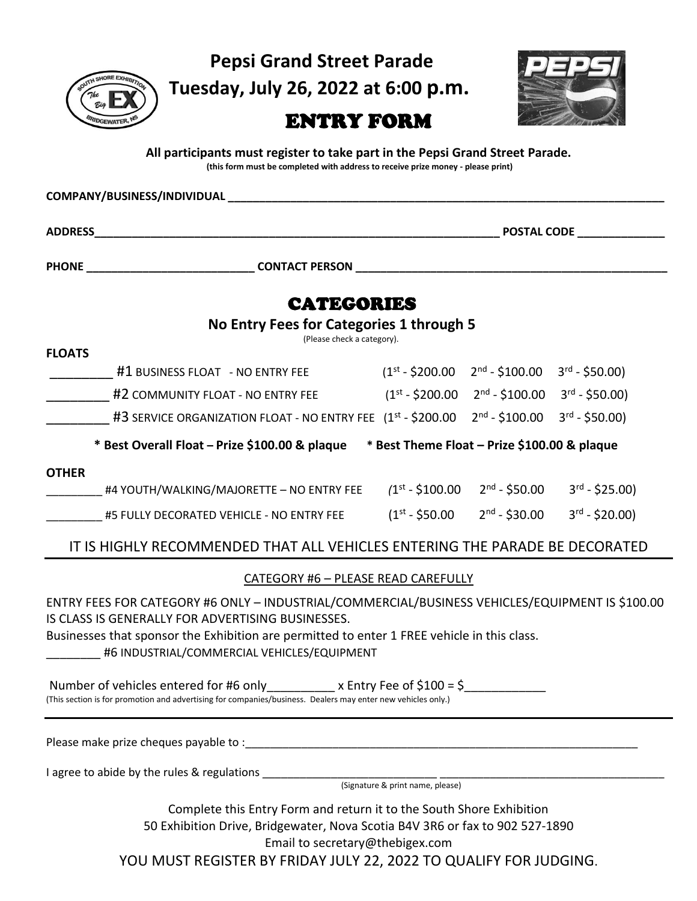# Pepsi Grand Street Parade

## Tuesday, July 26, 2022 at 6:00 p.m.

## ENTRY FORM

**All participants must register to take part in the Pepsi Grand Street Parade.**
**(this form must be completed with address to receive prize money - please print)**

**COMPANY/BUSINESS/INDIVIDUAL** ________________________________________________

**ADDRESS**__________________________________________________ **POSTAL CODE** ____________

**PHONE** ________________________ **CONTACT PERSON** ____________________________________

## CATEGORIES

### No Entry Fees for Categories 1 through 5

(Please check a category).

**FLOATS**

_________ #1 BUSINESS FLOAT - NO ENTRY FEE (1st - $200.00 2nd - $100.00 3rd - $50.00)

_________ #2 COMMUNITY FLOAT - NO ENTRY FEE (1st - $200.00 2nd - $100.00 3rd - $50.00)

_________ #3 SERVICE ORGANIZATION FLOAT - NO ENTRY FEE (1st - $200.00 2nd - $100.00 3rd - $50.00)

**\* Best Overall Float – Prize $100.00 & plaque** **\* Best Theme Float – Prize $100.00 & plaque**

**OTHER**

_________ #4 YOUTH/WALKING/MAJORETTE – NO ENTRY FEE (1st - $100.00 2nd - $50.00 3rd - $25.00)

_________ #5 FULLY DECORATED VEHICLE - NO ENTRY FEE (1st - $50.00 2nd - $30.00 3rd - $20.00)

IT IS HIGHLY RECOMMENDED THAT ALL VEHICLES ENTERING THE PARADE BE DECORATED

---

CATEGORY #6 – PLEASE READ CAREFULLY

ENTRY FEES FOR CATEGORY #6 ONLY – INDUSTRIAL/COMMERCIAL/BUSINESS VEHICLES/EQUIPMENT IS $100.00 IS CLASS IS GENERALLY FOR ADVERTISING BUSINESSES.

Businesses that sponsor the Exhibition are permitted to enter 1 FREE vehicle in this class.

________ #6 INDUSTRIAL/COMMERCIAL VEHICLES/EQUIPMENT

Number of vehicles entered for #6 only__________ x Entry Fee of $100 = $____________

(This section is for promotion and advertising for companies/business. Dealers may enter new vehicles only.)

---

Please make prize cheques payable to :__________________________________________________

I agree to abide by the rules & regulations ___________________________ ___________________________

(Signature & print name, please)

Complete this Entry Form and return it to the South Shore Exhibition
50 Exhibition Drive, Bridgewater, Nova Scotia B4V 3R6 or fax to 902 527-1890
Email to secretary@thebigex.com

YOU MUST REGISTER BY FRIDAY JULY 22, 2022 TO QUALIFY FOR JUDGING.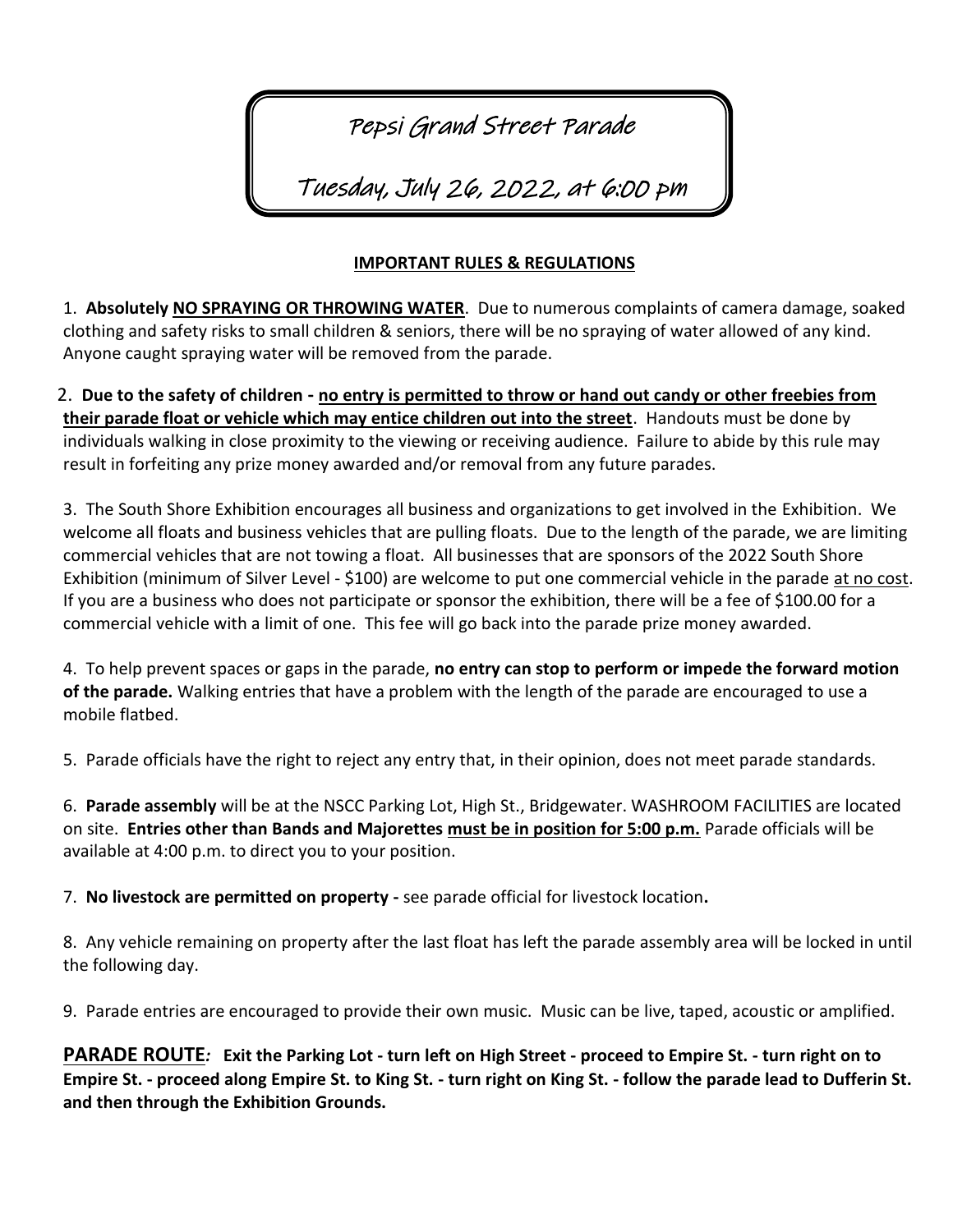# Pepsi Grand Street Parade

# Tuesday, July 26, 2022, at 6:00 pm

## IMPORTANT RULES & REGULATIONS

1. **Absolutely NO SPRAYING OR THROWING WATER**. Due to numerous complaints of camera damage, soaked clothing and safety risks to small children & seniors, there will be no spraying of water allowed of any kind. Anyone caught spraying water will be removed from the parade.

2. **Due to the safety of children - no entry is permitted to throw or hand out candy or other freebies from their parade float or vehicle which may entice children out into the street**. Handouts must be done by individuals walking in close proximity to the viewing or receiving audience. Failure to abide by this rule may result in forfeiting any prize money awarded and/or removal from any future parades.

3. The South Shore Exhibition encourages all business and organizations to get involved in the Exhibition. We welcome all floats and business vehicles that are pulling floats. Due to the length of the parade, we are limiting commercial vehicles that are not towing a float. All businesses that are sponsors of the 2022 South Shore Exhibition (minimum of Silver Level - $100) are welcome to put one commercial vehicle in the parade at no cost. If you are a business who does not participate or sponsor the exhibition, there will be a fee of $100.00 for a commercial vehicle with a limit of one. This fee will go back into the parade prize money awarded.

4. To help prevent spaces or gaps in the parade, **no entry can stop to perform or impede the forward motion of the parade.** Walking entries that have a problem with the length of the parade are encouraged to use a mobile flatbed.

5. Parade officials have the right to reject any entry that, in their opinion, does not meet parade standards.

6. **Parade assembly** will be at the NSCC Parking Lot, High St., Bridgewater. WASHROOM FACILITIES are located on site. **Entries other than Bands and Majorettes must be in position for 5:00 p.m.** Parade officials will be available at 4:00 p.m. to direct you to your position.

7. **No livestock are permitted on property -** see parade official for livestock location**.**

8. Any vehicle remaining on property after the last float has left the parade assembly area will be locked in until the following day.

9. Parade entries are encouraged to provide their own music. Music can be live, taped, acoustic or amplified.

**PARADE ROUTE***:* **Exit the Parking Lot - turn left on High Street - proceed to Empire St. - turn right on to Empire St. - proceed along Empire St. to King St. - turn right on King St. - follow the parade lead to Dufferin St. and then through the Exhibition Grounds.**